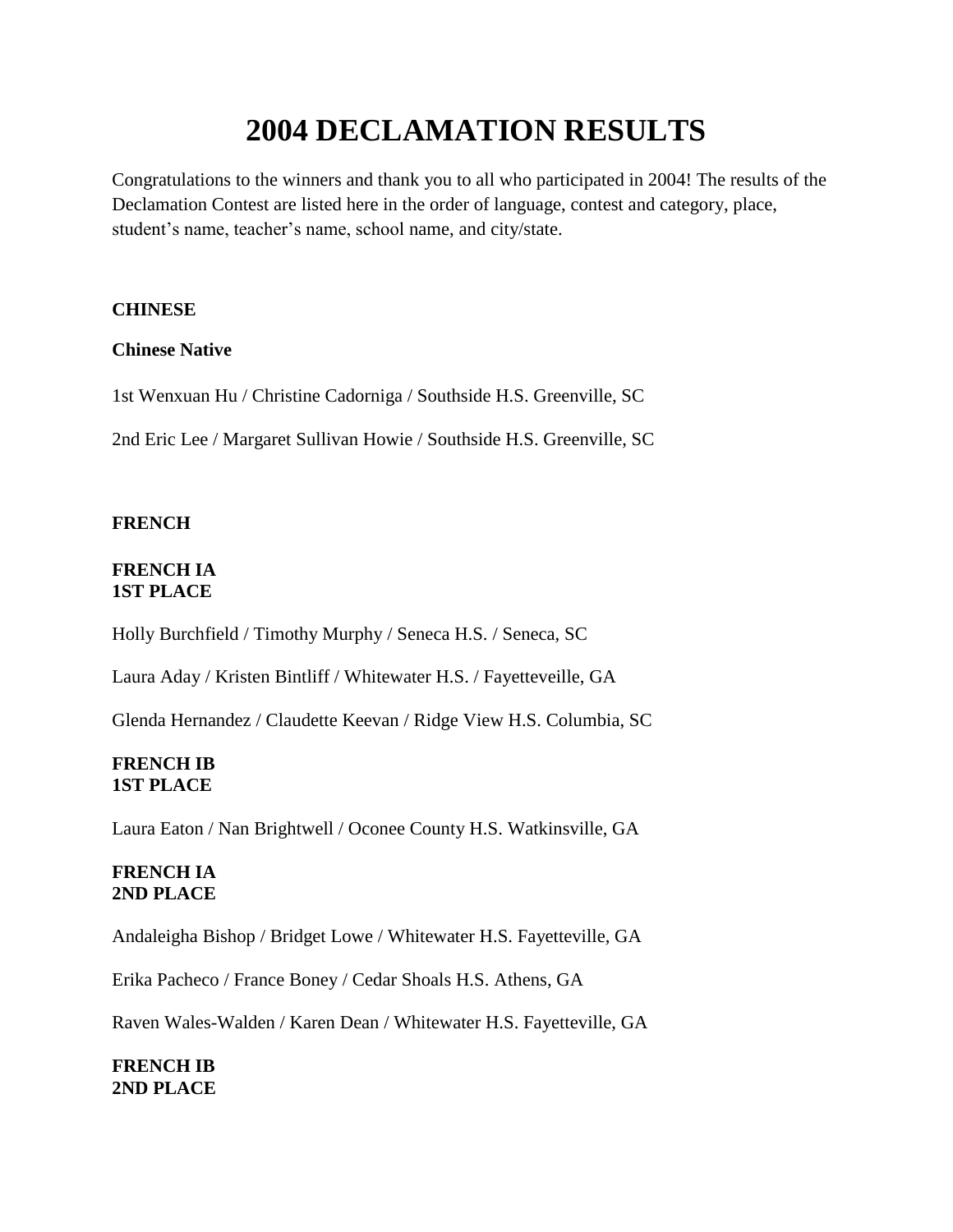# 2004 DECLAMATION RESULTS

Congratulations to the winners and thank you to all who participated in 2004! The results of the Declamation Contest are listed here in the order of language, contest and category, place, student's name, teacher's name, school name, and city/state.

**CHINESE**

**Chinese Native**

1st Wenxuan Hu / Christine Cadorniga / Southside H.S. Greenville, SC

2nd Eric Lee / Margaret Sullivan Howie / Southside H.S. Greenville, SC

**FRENCH**

**FRENCH IA**
**1ST PLACE**

Holly Burchfield / Timothy Murphy / Seneca H.S. / Seneca, SC

Laura Aday / Kristen Bintliff / Whitewater H.S. / Fayetteveille, GA

Glenda Hernandez / Claudette Keevan / Ridge View H.S. Columbia, SC

**FRENCH IB**
**1ST PLACE**

Laura Eaton / Nan Brightwell / Oconee County H.S. Watkinsville, GA

**FRENCH IA**
**2ND PLACE**

Andaleigha Bishop / Bridget Lowe / Whitewater H.S. Fayetteville, GA

Erika Pacheco / France Boney / Cedar Shoals H.S. Athens, GA

Raven Wales-Walden / Karen Dean / Whitewater H.S. Fayetteville, GA

**FRENCH IB**
**2ND PLACE**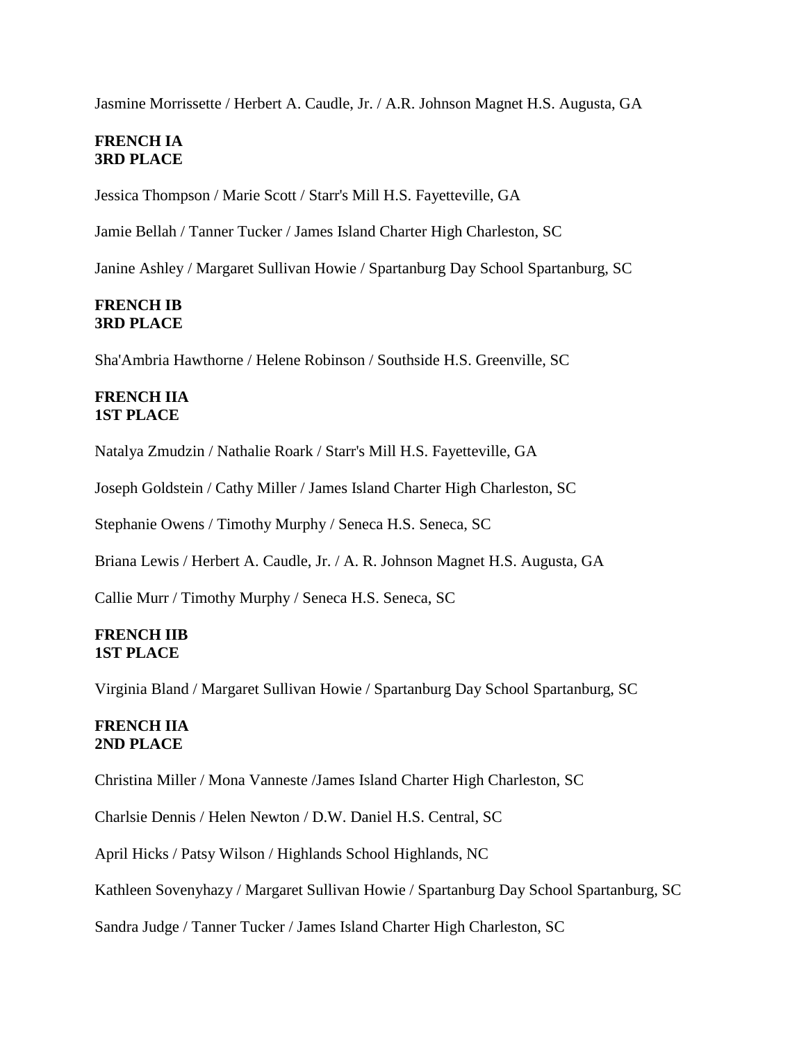Jasmine Morrissette / Herbert A. Caudle, Jr. / A.R. Johnson Magnet H.S. Augusta, GA

**FRENCH IA**
**3RD PLACE**

Jessica Thompson / Marie Scott / Starr's Mill H.S. Fayetteville, GA

Jamie Bellah / Tanner Tucker / James Island Charter High Charleston, SC

Janine Ashley / Margaret Sullivan Howie / Spartanburg Day School Spartanburg, SC

**FRENCH IB**
**3RD PLACE**

Sha'Ambria Hawthorne / Helene Robinson / Southside H.S. Greenville, SC

**FRENCH IIA**
**1ST PLACE**

Natalya Zmudzin / Nathalie Roark / Starr's Mill H.S. Fayetteville, GA

Joseph Goldstein / Cathy Miller / James Island Charter High Charleston, SC

Stephanie Owens / Timothy Murphy / Seneca H.S. Seneca, SC

Briana Lewis / Herbert A. Caudle, Jr. / A. R. Johnson Magnet H.S. Augusta, GA

Callie Murr / Timothy Murphy / Seneca H.S. Seneca, SC

**FRENCH IIB**
**1ST PLACE**

Virginia Bland / Margaret Sullivan Howie / Spartanburg Day School Spartanburg, SC

**FRENCH IIA**
**2ND PLACE**

Christina Miller / Mona Vanneste /James Island Charter High Charleston, SC

Charlsie Dennis / Helen Newton / D.W. Daniel H.S. Central, SC

April Hicks / Patsy Wilson / Highlands School Highlands, NC

Kathleen Sovenyhazy / Margaret Sullivan Howie / Spartanburg Day School Spartanburg, SC

Sandra Judge / Tanner Tucker / James Island Charter High Charleston, SC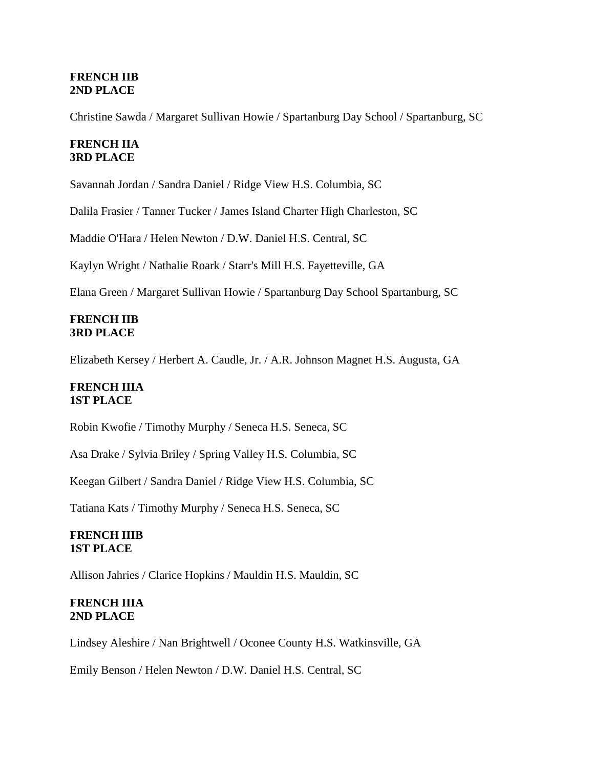**FRENCH IIB**
**2ND PLACE**

Christine Sawda / Margaret Sullivan Howie / Spartanburg Day School / Spartanburg, SC

**FRENCH IIA**
**3RD PLACE**

Savannah Jordan / Sandra Daniel / Ridge View H.S. Columbia, SC

Dalila Frasier / Tanner Tucker / James Island Charter High Charleston, SC

Maddie O'Hara / Helen Newton / D.W. Daniel H.S. Central, SC

Kaylyn Wright / Nathalie Roark / Starr's Mill H.S. Fayetteville, GA

Elana Green / Margaret Sullivan Howie / Spartanburg Day School Spartanburg, SC

**FRENCH IIB**
**3RD PLACE**

Elizabeth Kersey / Herbert A. Caudle, Jr. / A.R. Johnson Magnet H.S. Augusta, GA

**FRENCH IIIA**
**1ST PLACE**

Robin Kwofie / Timothy Murphy / Seneca H.S. Seneca, SC

Asa Drake / Sylvia Briley / Spring Valley H.S. Columbia, SC

Keegan Gilbert / Sandra Daniel / Ridge View H.S. Columbia, SC

Tatiana Kats / Timothy Murphy / Seneca H.S. Seneca, SC

**FRENCH IIIB**
**1ST PLACE**

Allison Jahries / Clarice Hopkins / Mauldin H.S. Mauldin, SC

**FRENCH IIIA**
**2ND PLACE**

Lindsey Aleshire / Nan Brightwell / Oconee County H.S. Watkinsville, GA

Emily Benson / Helen Newton / D.W. Daniel H.S. Central, SC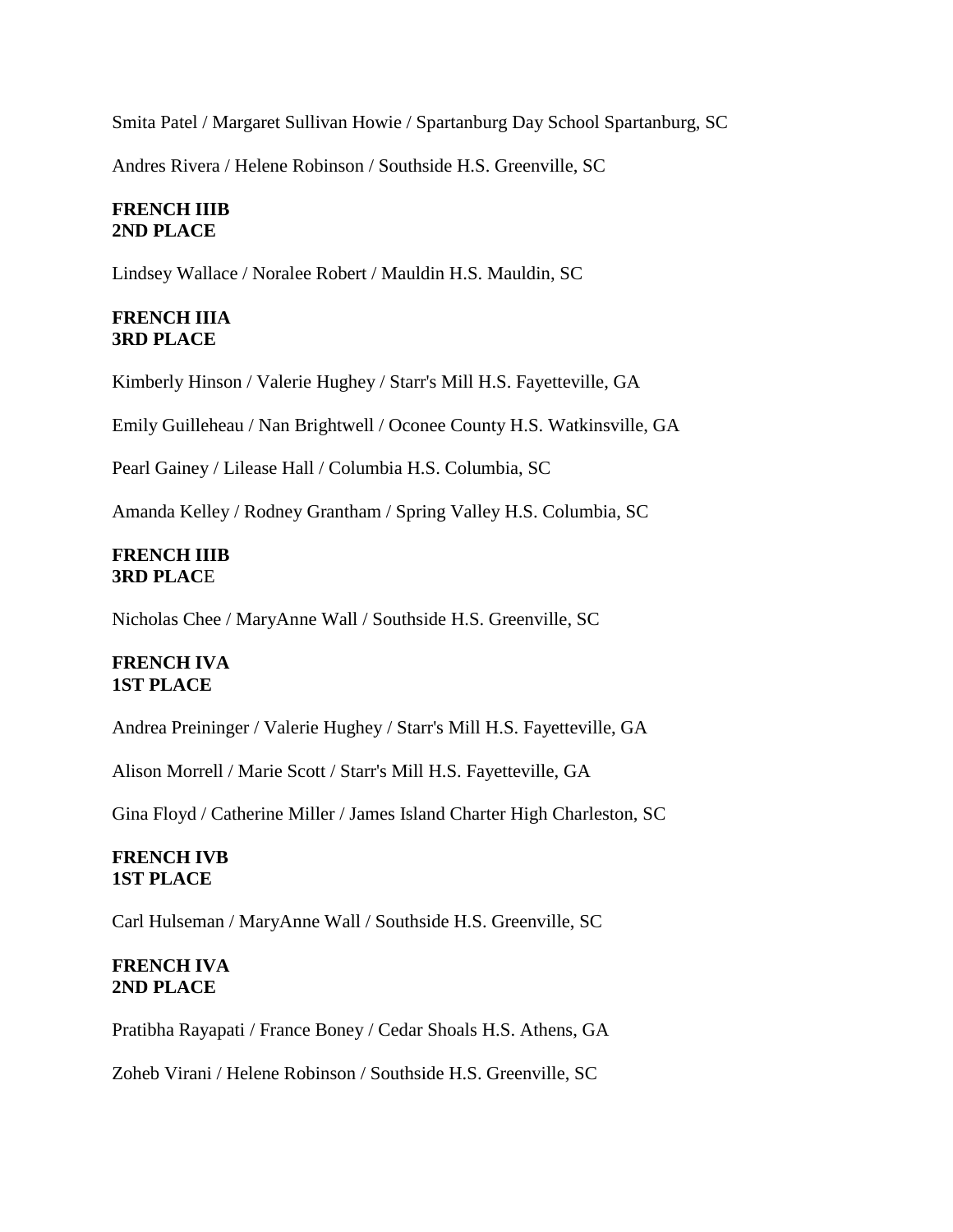Smita Patel / Margaret Sullivan Howie / Spartanburg Day School Spartanburg, SC

Andres Rivera / Helene Robinson / Southside H.S. Greenville, SC

**FRENCH IIIB**
**2ND PLACE**

Lindsey Wallace / Noralee Robert / Mauldin H.S. Mauldin, SC

**FRENCH IIIA**
**3RD PLACE**

Kimberly Hinson / Valerie Hughey / Starr's Mill H.S. Fayetteville, GA

Emily Guilleheau / Nan Brightwell / Oconee County H.S. Watkinsville, GA

Pearl Gainey / Lilease Hall / Columbia H.S. Columbia, SC

Amanda Kelley / Rodney Grantham / Spring Valley H.S. Columbia, SC

**FRENCH IIIB**
**3RD PLACE**

Nicholas Chee / MaryAnne Wall / Southside H.S. Greenville, SC

**FRENCH IVA**
**1ST PLACE**

Andrea Preininger / Valerie Hughey / Starr's Mill H.S. Fayetteville, GA

Alison Morrell / Marie Scott / Starr's Mill H.S. Fayetteville, GA

Gina Floyd / Catherine Miller / James Island Charter High Charleston, SC

**FRENCH IVB**
**1ST PLACE**

Carl Hulseman / MaryAnne Wall / Southside H.S. Greenville, SC

**FRENCH IVA**
**2ND PLACE**

Pratibha Rayapati / France Boney / Cedar Shoals H.S. Athens, GA

Zoheb Virani / Helene Robinson / Southside H.S. Greenville, SC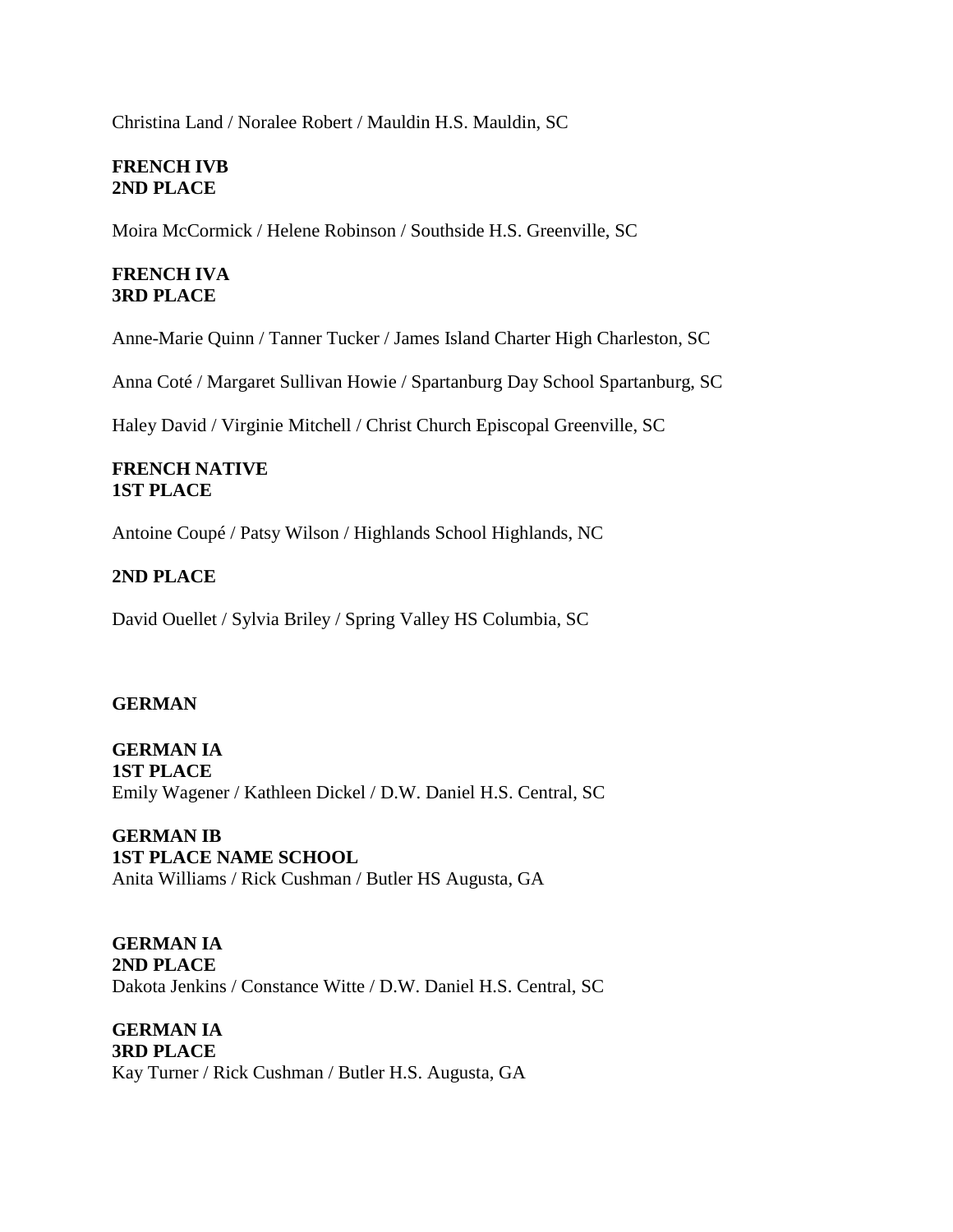Christina Land / Noralee Robert / Mauldin H.S. Mauldin, SC

**FRENCH IVB**
**2ND PLACE**

Moira McCormick / Helene Robinson / Southside H.S. Greenville, SC

**FRENCH IVA**
**3RD PLACE**

Anne-Marie Quinn / Tanner Tucker / James Island Charter High Charleston, SC

Anna Coté / Margaret Sullivan Howie / Spartanburg Day School Spartanburg, SC

Haley David / Virginie Mitchell / Christ Church Episcopal Greenville, SC

**FRENCH NATIVE**
**1ST PLACE**

Antoine Coupé / Patsy Wilson / Highlands School Highlands, NC

**2ND PLACE**

David Ouellet / Sylvia Briley / Spring Valley HS Columbia, SC

**GERMAN**

**GERMAN IA**
**1ST PLACE**
Emily Wagener / Kathleen Dickel / D.W. Daniel H.S. Central, SC

**GERMAN IB**
**1ST PLACE NAME SCHOOL**
Anita Williams / Rick Cushman / Butler HS Augusta, GA

**GERMAN IA**
**2ND PLACE**
Dakota Jenkins / Constance Witte / D.W. Daniel H.S. Central, SC

**GERMAN IA**
**3RD PLACE**
Kay Turner / Rick Cushman / Butler H.S. Augusta, GA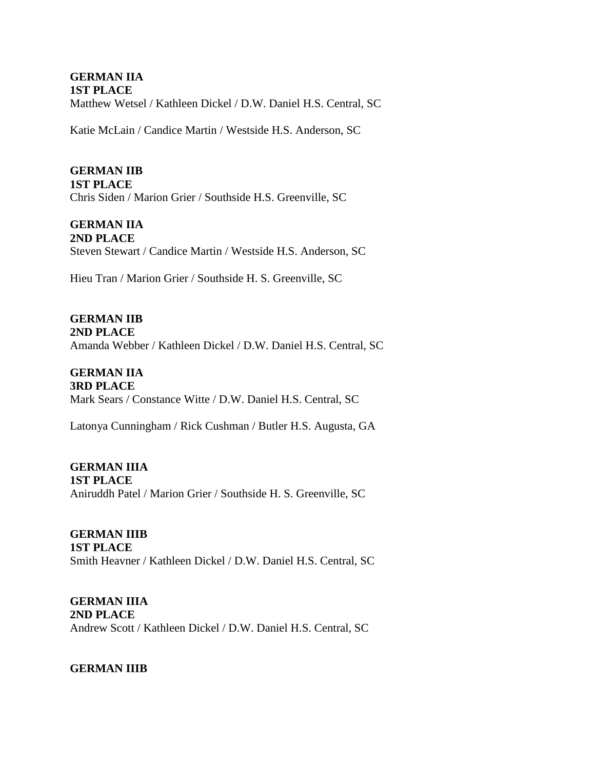**GERMAN IIA**
**1ST PLACE**
Matthew Wetsel / Kathleen Dickel / D.W. Daniel H.S. Central, SC

Katie McLain / Candice Martin / Westside H.S. Anderson, SC

**GERMAN IIB**
**1ST PLACE**
Chris Siden / Marion Grier / Southside H.S. Greenville, SC

**GERMAN IIA**
**2ND PLACE**
Steven Stewart / Candice Martin / Westside H.S. Anderson, SC

Hieu Tran / Marion Grier / Southside H. S. Greenville, SC

**GERMAN IIB**
**2ND PLACE**
Amanda Webber / Kathleen Dickel / D.W. Daniel H.S. Central, SC

**GERMAN IIA**
**3RD PLACE**
Mark Sears / Constance Witte / D.W. Daniel H.S. Central, SC

Latonya Cunningham / Rick Cushman / Butler H.S. Augusta, GA

**GERMAN IIIA**
**1ST PLACE**
Aniruddh Patel / Marion Grier / Southside H. S. Greenville, SC

**GERMAN IIIB**
**1ST PLACE**
Smith Heavner / Kathleen Dickel / D.W. Daniel H.S. Central, SC

**GERMAN IIIA**
**2ND PLACE**
Andrew Scott / Kathleen Dickel / D.W. Daniel H.S. Central, SC

**GERMAN IIIB**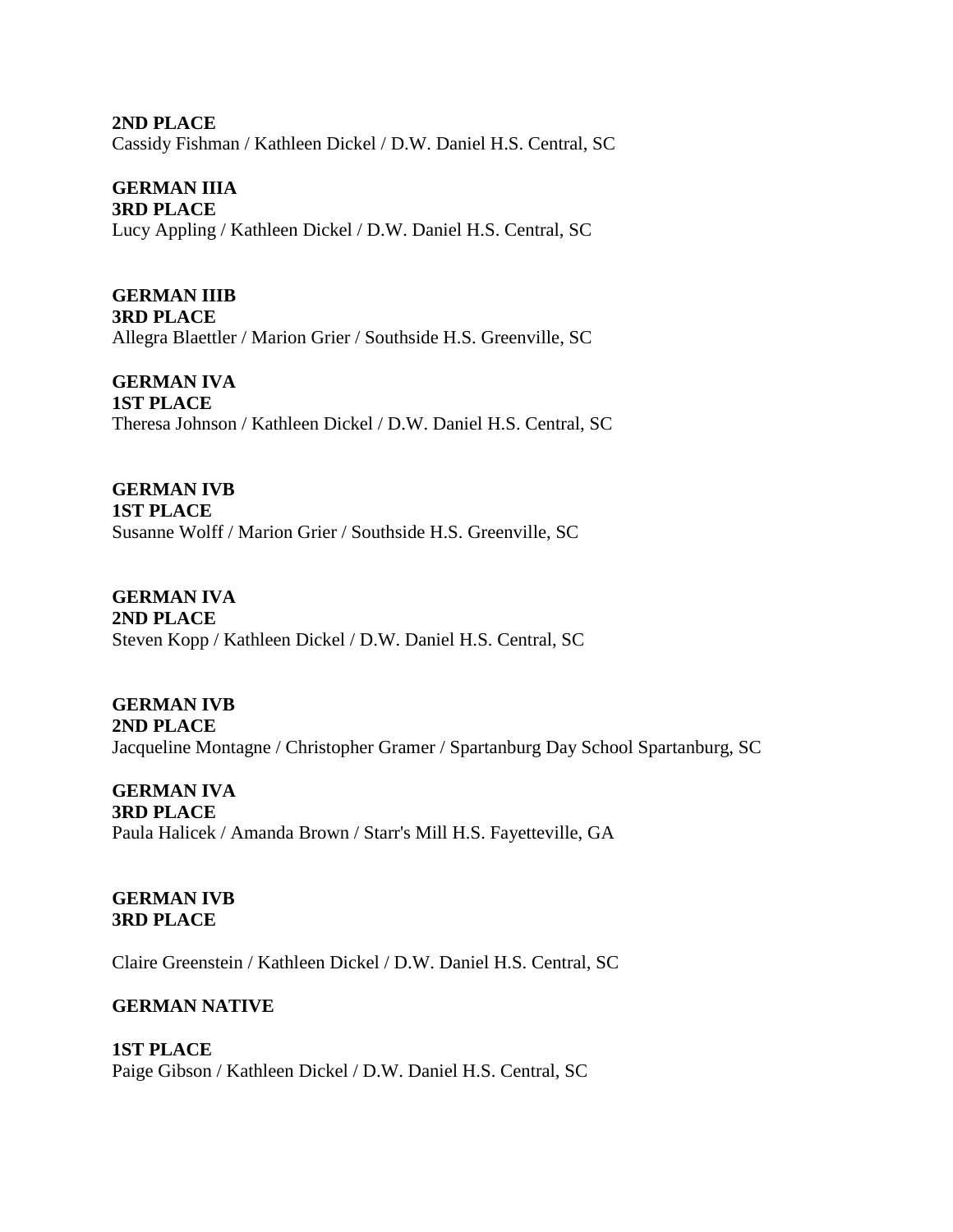**2ND PLACE**
Cassidy Fishman / Kathleen Dickel / D.W. Daniel H.S. Central, SC

**GERMAN IIIA**
**3RD PLACE**
Lucy Appling / Kathleen Dickel / D.W. Daniel H.S. Central, SC

**GERMAN IIIB**
**3RD PLACE**
Allegra Blaettler / Marion Grier / Southside H.S. Greenville, SC

**GERMAN IVA**
**1ST PLACE**
Theresa Johnson / Kathleen Dickel / D.W. Daniel H.S. Central, SC

**GERMAN IVB**
**1ST PLACE**
Susanne Wolff / Marion Grier / Southside H.S. Greenville, SC

**GERMAN IVA**
**2ND PLACE**
Steven Kopp / Kathleen Dickel / D.W. Daniel H.S. Central, SC

**GERMAN IVB**
**2ND PLACE**
Jacqueline Montagne / Christopher Gramer / Spartanburg Day School Spartanburg, SC

**GERMAN IVA**
**3RD PLACE**
Paula Halicek / Amanda Brown / Starr's Mill H.S. Fayetteville, GA

**GERMAN IVB**
**3RD PLACE**

Claire Greenstein / Kathleen Dickel / D.W. Daniel H.S. Central, SC

**GERMAN NATIVE**

**1ST PLACE**
Paige Gibson / Kathleen Dickel / D.W. Daniel H.S. Central, SC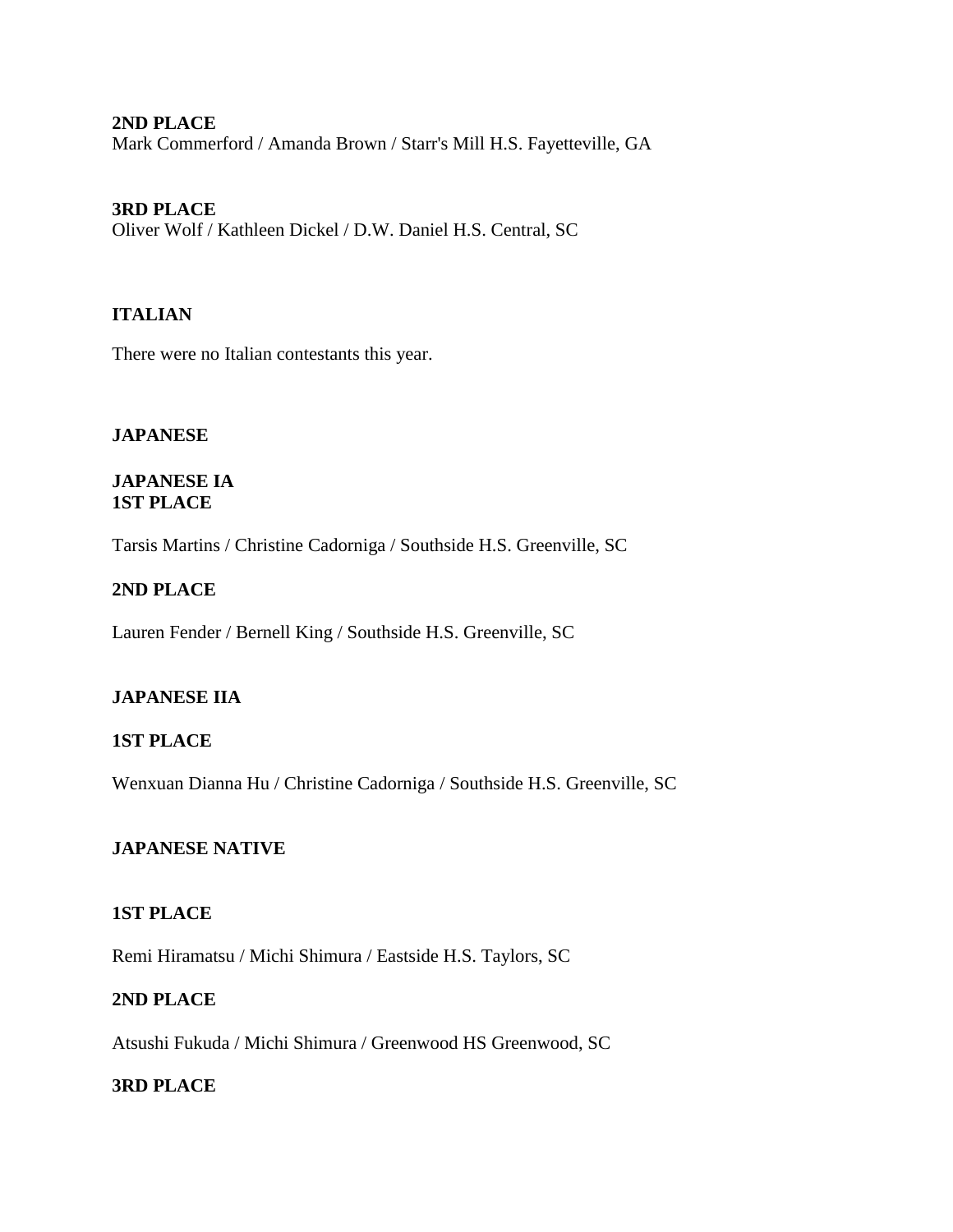**2ND PLACE**
Mark Commerford / Amanda Brown / Starr's Mill H.S. Fayetteville, GA

**3RD PLACE**
Oliver Wolf / Kathleen Dickel / D.W. Daniel H.S. Central, SC

## ITALIAN

There were no Italian contestants this year.

## JAPANESE

### JAPANESE IA

**1ST PLACE**

Tarsis Martins / Christine Cadorniga / Southside H.S. Greenville, SC

**2ND PLACE**

Lauren Fender / Bernell King / Southside H.S. Greenville, SC

### JAPANESE IIA

**1ST PLACE**

Wenxuan Dianna Hu / Christine Cadorniga / Southside H.S. Greenville, SC

### JAPANESE NATIVE

**1ST PLACE**

Remi Hiramatsu / Michi Shimura / Eastside H.S. Taylors, SC

**2ND PLACE**

Atsushi Fukuda / Michi Shimura / Greenwood HS Greenwood, SC

**3RD PLACE**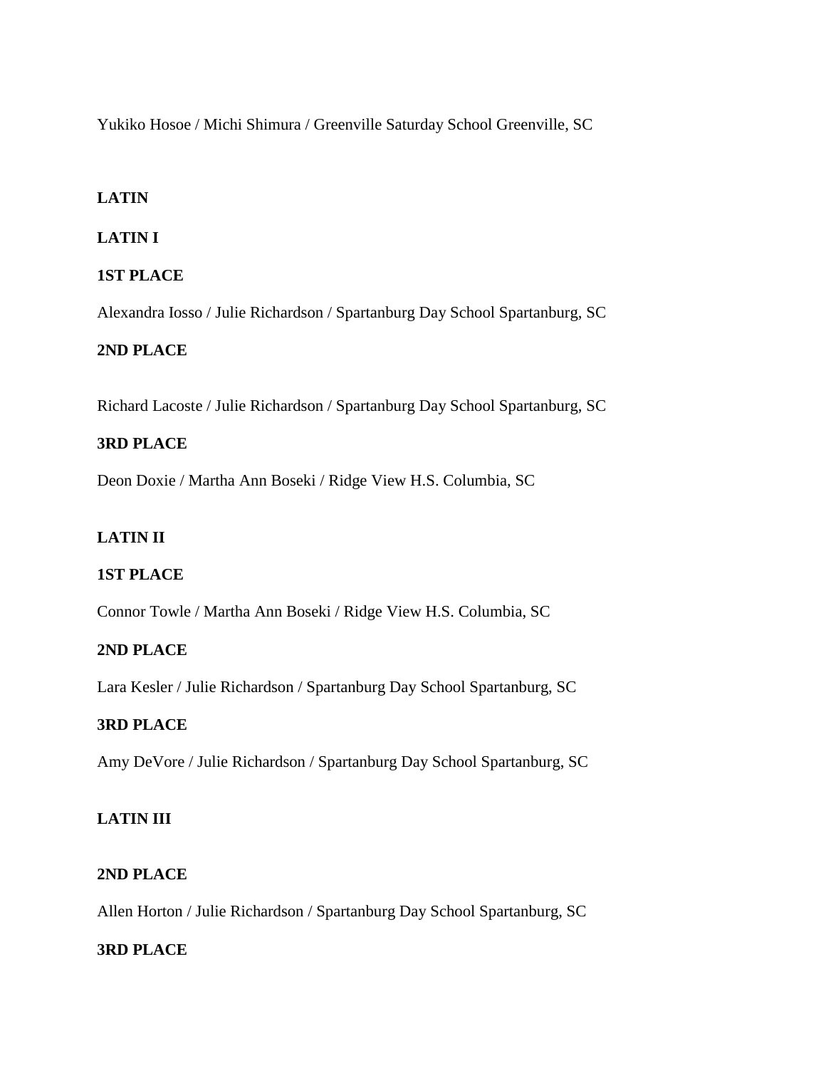Yukiko Hosoe / Michi Shimura / Greenville Saturday School Greenville, SC

**LATIN**

**LATIN I**

**1ST PLACE**

Alexandra Iosso / Julie Richardson / Spartanburg Day School Spartanburg, SC

**2ND PLACE**

Richard Lacoste / Julie Richardson / Spartanburg Day School Spartanburg, SC

**3RD PLACE**

Deon Doxie / Martha Ann Boseki / Ridge View H.S. Columbia, SC

**LATIN II**

**1ST PLACE**

Connor Towle / Martha Ann Boseki / Ridge View H.S. Columbia, SC

**2ND PLACE**

Lara Kesler / Julie Richardson / Spartanburg Day School Spartanburg, SC

**3RD PLACE**

Amy DeVore / Julie Richardson / Spartanburg Day School Spartanburg, SC

**LATIN III**

**2ND PLACE**

Allen Horton / Julie Richardson / Spartanburg Day School Spartanburg, SC

**3RD PLACE**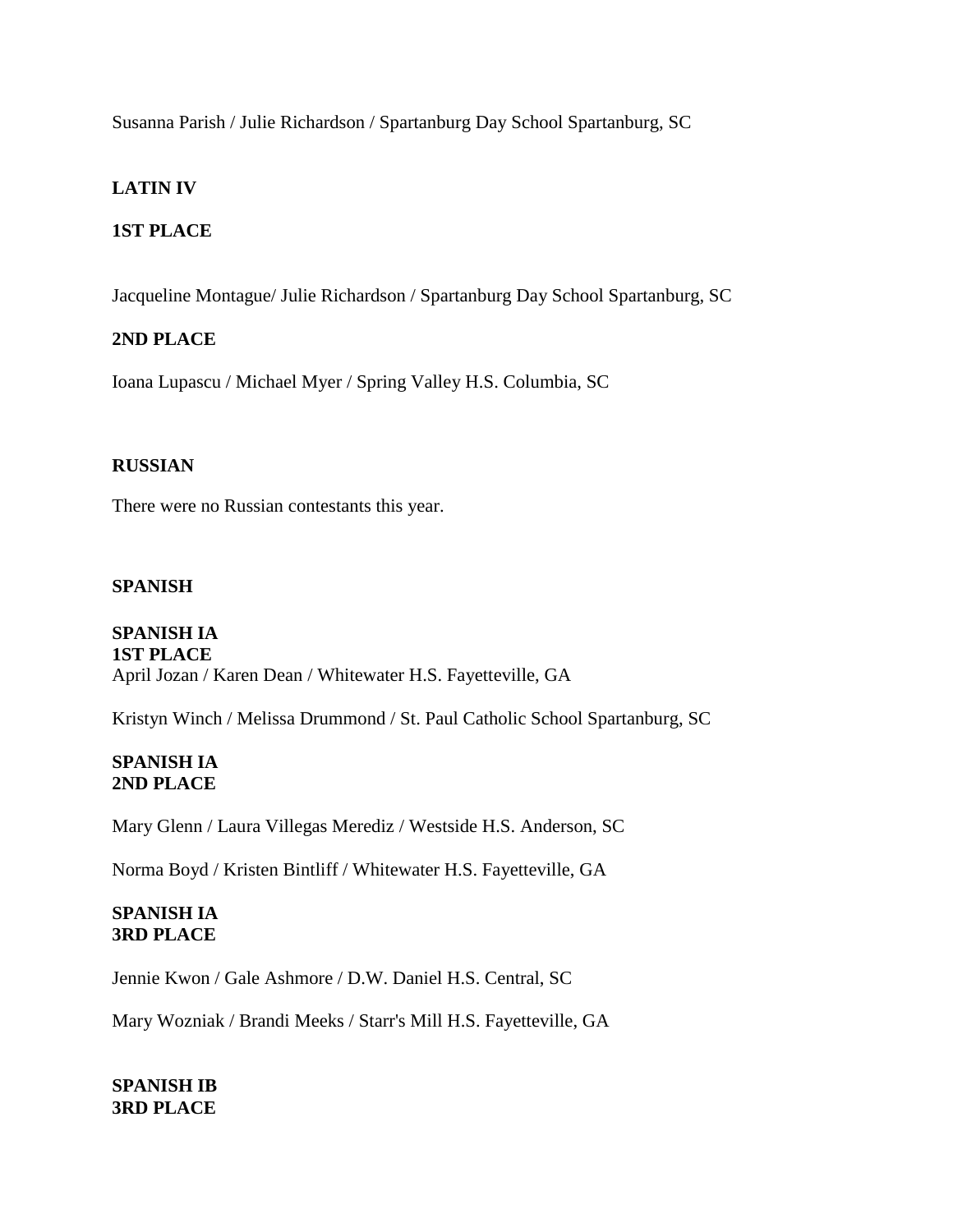Susanna Parish / Julie Richardson / Spartanburg Day School Spartanburg, SC

**LATIN IV**

**1ST PLACE**

Jacqueline Montague/ Julie Richardson / Spartanburg Day School Spartanburg, SC

**2ND PLACE**

Ioana Lupascu / Michael Myer / Spring Valley H.S. Columbia, SC

**RUSSIAN**

There were no Russian contestants this year.

**SPANISH**

**SPANISH IA**
**1ST PLACE**
April Jozan / Karen Dean / Whitewater H.S. Fayetteville, GA

Kristyn Winch / Melissa Drummond / St. Paul Catholic School Spartanburg, SC

**SPANISH IA**
**2ND PLACE**

Mary Glenn / Laura Villegas Merediz / Westside H.S. Anderson, SC

Norma Boyd / Kristen Bintliff / Whitewater H.S. Fayetteville, GA

**SPANISH IA**
**3RD PLACE**

Jennie Kwon / Gale Ashmore / D.W. Daniel H.S. Central, SC

Mary Wozniak / Brandi Meeks / Starr's Mill H.S. Fayetteville, GA

**SPANISH IB**
**3RD PLACE**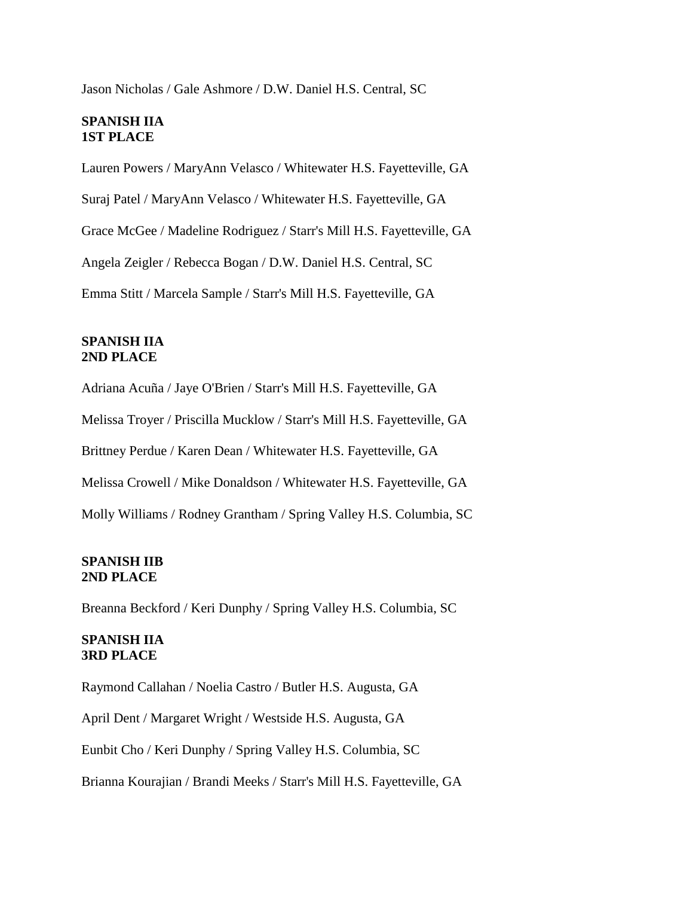Jason Nicholas / Gale Ashmore / D.W. Daniel H.S. Central, SC

**SPANISH IIA**
**1ST PLACE**

Lauren Powers / MaryAnn Velasco / Whitewater H.S. Fayetteville, GA

Suraj Patel / MaryAnn Velasco / Whitewater H.S. Fayetteville, GA

Grace McGee / Madeline Rodriguez / Starr's Mill H.S. Fayetteville, GA

Angela Zeigler / Rebecca Bogan / D.W. Daniel H.S. Central, SC

Emma Stitt / Marcela Sample / Starr's Mill H.S. Fayetteville, GA

**SPANISH IIA**
**2ND PLACE**

Adriana Acuña / Jaye O'Brien / Starr's Mill H.S. Fayetteville, GA

Melissa Troyer / Priscilla Mucklow / Starr's Mill H.S. Fayetteville, GA

Brittney Perdue / Karen Dean / Whitewater H.S. Fayetteville, GA

Melissa Crowell / Mike Donaldson / Whitewater H.S. Fayetteville, GA

Molly Williams / Rodney Grantham / Spring Valley H.S. Columbia, SC

**SPANISH IIB**
**2ND PLACE**

Breanna Beckford / Keri Dunphy / Spring Valley H.S. Columbia, SC

**SPANISH IIA**
**3RD PLACE**

Raymond Callahan / Noelia Castro / Butler H.S. Augusta, GA

April Dent / Margaret Wright / Westside H.S. Augusta, GA

Eunbit Cho / Keri Dunphy / Spring Valley H.S. Columbia, SC

Brianna Kourajian / Brandi Meeks / Starr's Mill H.S. Fayetteville, GA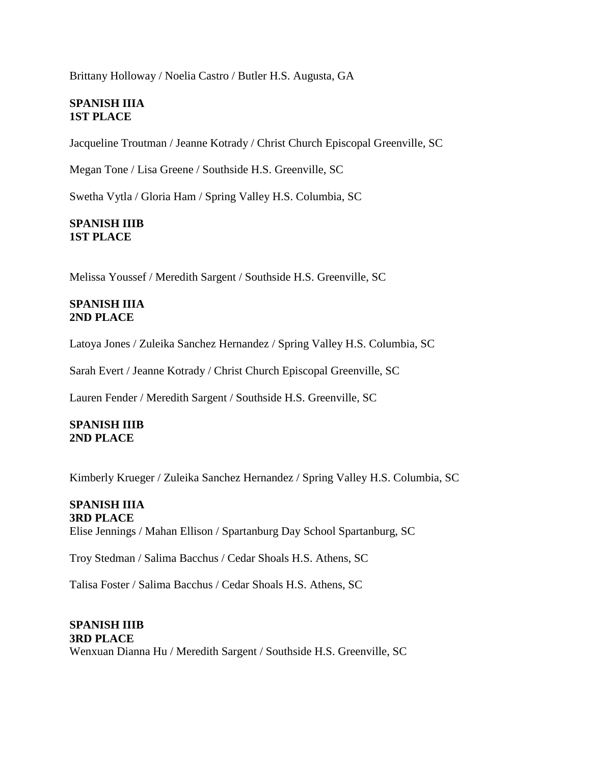Brittany Holloway / Noelia Castro / Butler H.S. Augusta, GA

**SPANISH IIIA**
**1ST PLACE**

Jacqueline Troutman / Jeanne Kotrady / Christ Church Episcopal Greenville, SC

Megan Tone / Lisa Greene / Southside H.S. Greenville, SC

Swetha Vytla / Gloria Ham / Spring Valley H.S. Columbia, SC

**SPANISH IIIB**
**1ST PLACE**

Melissa Youssef / Meredith Sargent / Southside H.S. Greenville, SC

**SPANISH IIIA**
**2ND PLACE**

Latoya Jones / Zuleika Sanchez Hernandez / Spring Valley H.S. Columbia, SC

Sarah Evert / Jeanne Kotrady / Christ Church Episcopal Greenville, SC

Lauren Fender / Meredith Sargent / Southside H.S. Greenville, SC

**SPANISH IIIB**
**2ND PLACE**

Kimberly Krueger / Zuleika Sanchez Hernandez / Spring Valley H.S. Columbia, SC

**SPANISH IIIA**
**3RD PLACE**

Elise Jennings / Mahan Ellison / Spartanburg Day School Spartanburg, SC

Troy Stedman / Salima Bacchus / Cedar Shoals H.S. Athens, SC

Talisa Foster / Salima Bacchus / Cedar Shoals H.S. Athens, SC

**SPANISH IIIB**
**3RD PLACE**

Wenxuan Dianna Hu / Meredith Sargent / Southside H.S. Greenville, SC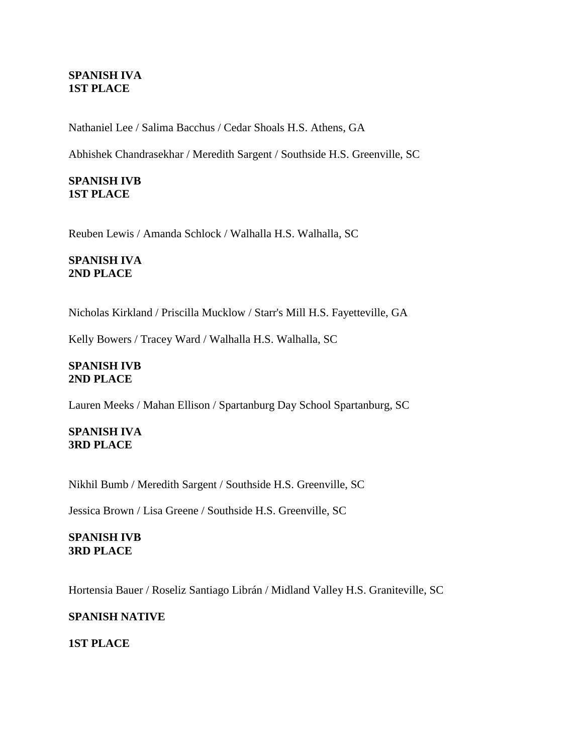**SPANISH IVA**
**1ST PLACE**

Nathaniel Lee / Salima Bacchus / Cedar Shoals H.S. Athens, GA

Abhishek Chandrasekhar / Meredith Sargent / Southside H.S. Greenville, SC

**SPANISH IVB**
**1ST PLACE**

Reuben Lewis / Amanda Schlock / Walhalla H.S. Walhalla, SC

**SPANISH IVA**
**2ND PLACE**

Nicholas Kirkland / Priscilla Mucklow / Starr's Mill H.S. Fayetteville, GA

Kelly Bowers / Tracey Ward / Walhalla H.S. Walhalla, SC

**SPANISH IVB**
**2ND PLACE**

Lauren Meeks / Mahan Ellison / Spartanburg Day School Spartanburg, SC

**SPANISH IVA**
**3RD PLACE**

Nikhil Bumb / Meredith Sargent / Southside H.S. Greenville, SC

Jessica Brown / Lisa Greene / Southside H.S. Greenville, SC

**SPANISH IVB**
**3RD PLACE**

Hortensia Bauer / Roseliz Santiago Librán / Midland Valley H.S. Graniteville, SC

**SPANISH NATIVE**

**1ST PLACE**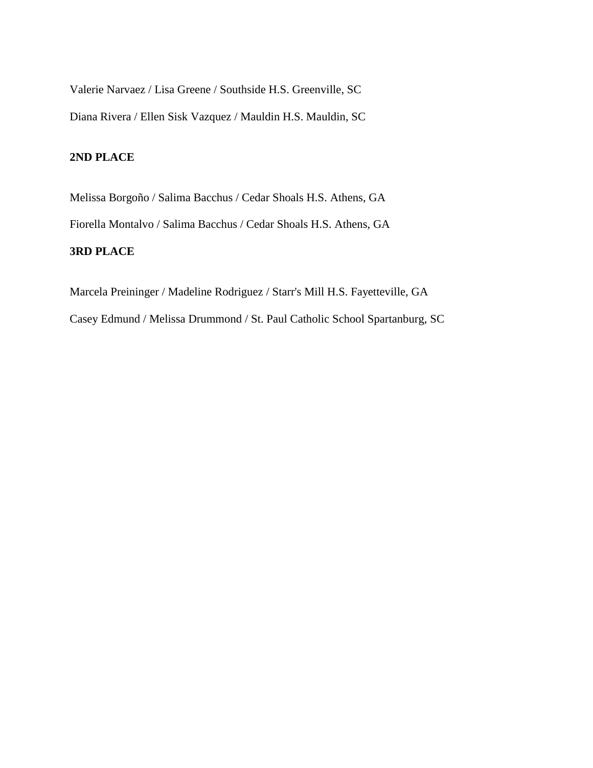Valerie Narvaez / Lisa Greene / Southside H.S. Greenville, SC

Diana Rivera / Ellen Sisk Vazquez / Mauldin H.S. Mauldin, SC

**2ND PLACE**

Melissa Borgoño / Salima Bacchus / Cedar Shoals H.S. Athens, GA

Fiorella Montalvo / Salima Bacchus / Cedar Shoals H.S. Athens, GA

**3RD PLACE**

Marcela Preininger / Madeline Rodriguez / Starr's Mill H.S. Fayetteville, GA

Casey Edmund / Melissa Drummond / St. Paul Catholic School Spartanburg, SC